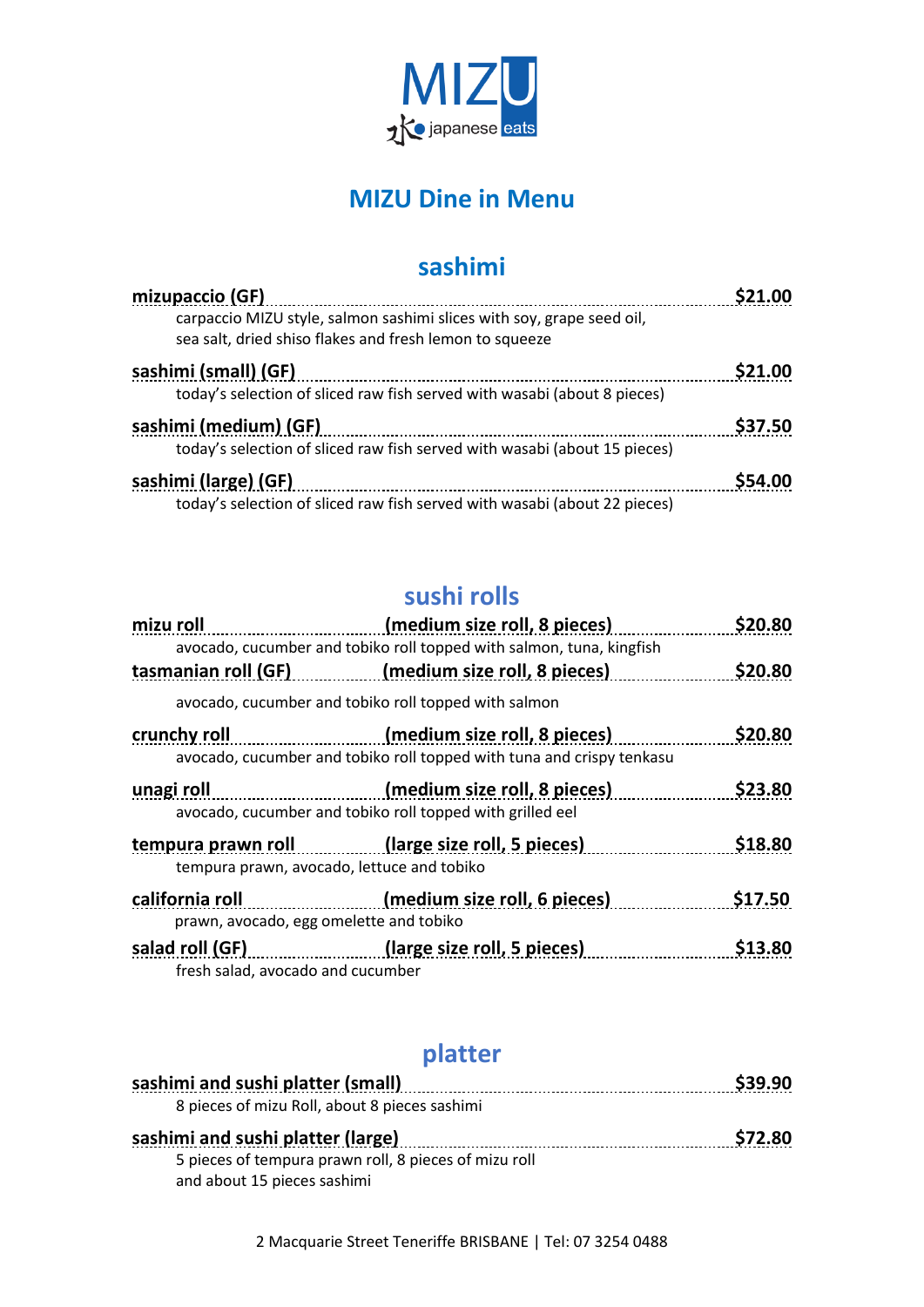MIZU

japanese eats

# MIZU Dine in Menu

## sashimi

**mizupaccio (GF)** — **$21.00**
carpaccio MIZU style, salmon sashimi slices with soy, grape seed oil, sea salt, dried shiso flakes and fresh lemon to squeeze

**sashimi (small) (GF)** — **$21.00**
today's selection of sliced raw fish served with wasabi (about 8 pieces)

**sashimi (medium) (GF)** — **$37.50**
today's selection of sliced raw fish served with wasabi (about 15 pieces)

**sashimi (large) (GF)** — **$54.00**
today's selection of sliced raw fish served with wasabi (about 22 pieces)

## sushi rolls

**mizu roll** — **(medium size roll, 8 pieces)** — **$20.80**
avocado, cucumber and tobiko roll topped with salmon, tuna, kingfish

**tasmanian roll (GF)** — **(medium size roll, 8 pieces)** — **$20.80**
avocado, cucumber and tobiko roll topped with salmon

**crunchy roll** — **(medium size roll, 8 pieces)** — **$20.80**
avocado, cucumber and tobiko roll topped with tuna and crispy tenkasu

**unagi roll** — **(medium size roll, 8 pieces)** — **$23.80**
avocado, cucumber and tobiko roll topped with grilled eel

**tempura prawn roll** — **(large size roll, 5 pieces)** — **$18.80**
tempura prawn, avocado, lettuce and tobiko

**california roll** — **(medium size roll, 6 pieces)** — **$17.50**
prawn, avocado, egg omelette and tobiko

**salad roll (GF)** — **(large size roll, 5 pieces)** — **$13.80**
fresh salad, avocado and cucumber

## platter

**sashimi and sushi platter (small)** — **$39.90**
8 pieces of mizu Roll, about 8 pieces sashimi

**sashimi and sushi platter (large)** — **$72.80**
5 pieces of tempura prawn roll, 8 pieces of mizu roll and about 15 pieces sashimi

2 Macquarie Street Teneriffe BRISBANE | Tel: 07 3254 0488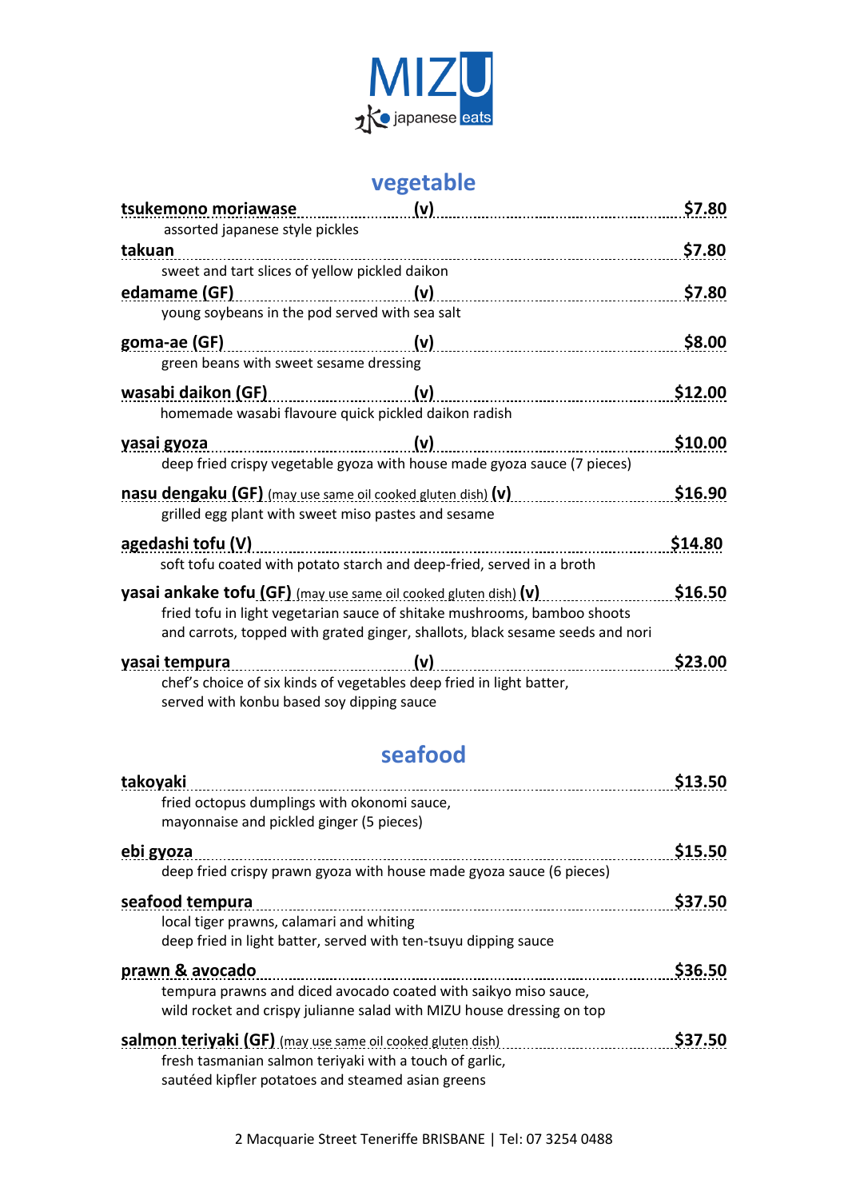# MIZU

水 japanese eats

## vegetable

**tsukemono moriawase** (v) — **$7.80**
assorted japanese style pickles

**takuan** — **$7.80**
sweet and tart slices of yellow pickled daikon

**edamame (GF)** (v) — **$7.80**
young soybeans in the pod served with sea salt

**goma-ae (GF)** (v) — **$8.00**
green beans with sweet sesame dressing

**wasabi daikon (GF)** (v) — **$12.00**
homemade wasabi flavoure quick pickled daikon radish

**yasai gyoza** (v) — **$10.00**
deep fried crispy vegetable gyoza with house made gyoza sauce (7 pieces)

**nasu dengaku (GF)** (may use same oil cooked gluten dish) **(v)** — **$16.90**
grilled egg plant with sweet miso pastes and sesame

**agedashi tofu (V)** — **$14.80**
soft tofu coated with potato starch and deep-fried, served in a broth

**yasai ankake tofu (GF)** (may use same oil cooked gluten dish) **(v)** — **$16.50**
fried tofu in light vegetarian sauce of shitake mushrooms, bamboo shoots and carrots, topped with grated ginger, shallots, black sesame seeds and nori

**yasai tempura** (v) — **$23.00**
chef's choice of six kinds of vegetables deep fried in light batter, served with konbu based soy dipping sauce

## seafood

**takoyaki** — **$13.50**
fried octopus dumplings with okonomi sauce, mayonnaise and pickled ginger (5 pieces)

**ebi gyoza** — **$15.50**
deep fried crispy prawn gyoza with house made gyoza sauce (6 pieces)

**seafood tempura** — **$37.50**
local tiger prawns, calamari and whiting deep fried in light batter, served with ten-tsuyu dipping sauce

**prawn & avocado** — **$36.50**
tempura prawns and diced avocado coated with saikyo miso sauce, wild rocket and crispy julianne salad with MIZU house dressing on top

**salmon teriyaki (GF)** (may use same oil cooked gluten dish) — **$37.50**
fresh tasmanian salmon teriyaki with a touch of garlic, sautéed kipfler potatoes and steamed asian greens

2 Macquarie Street Teneriffe BRISBANE | Tel: 07 3254 0488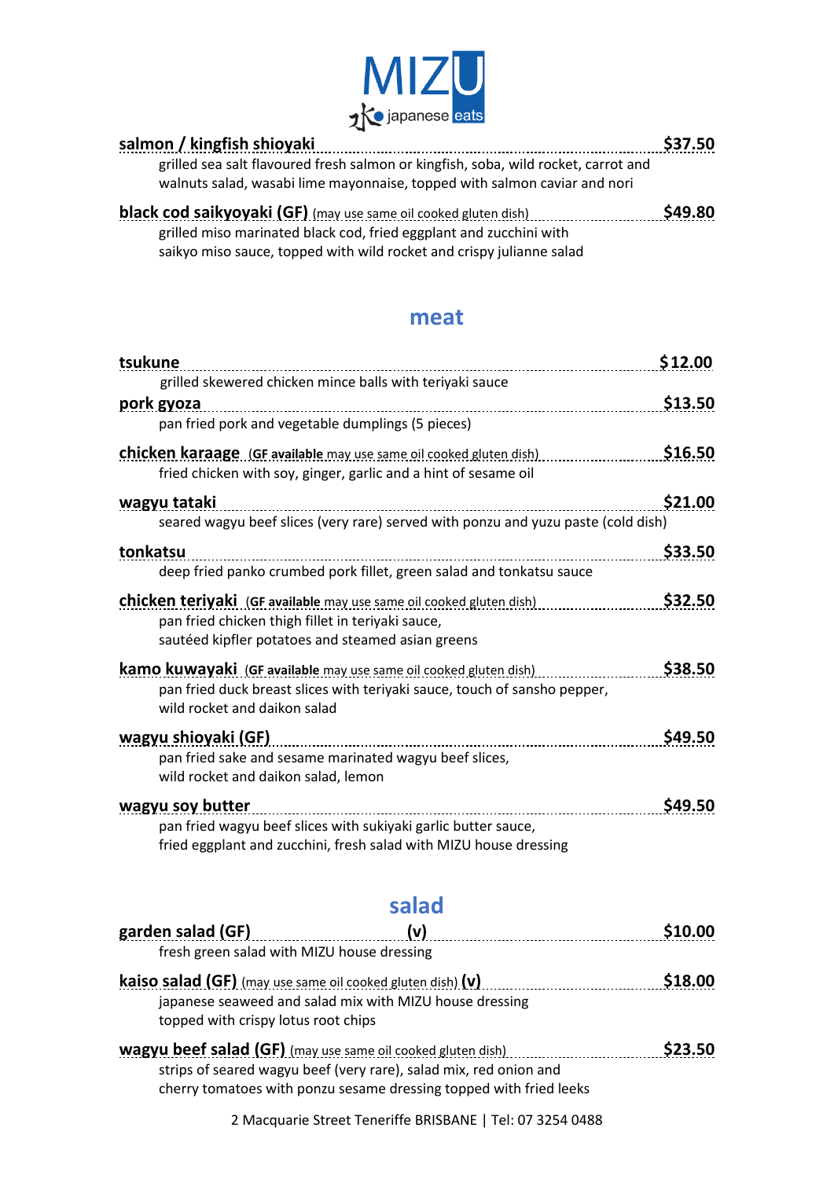# MIZU

japanese eats

**salmon / kingfish shioyaki** ..................................................... **$37.50**

grilled sea salt flavoured fresh salmon or kingfish, soba, wild rocket, carrot and walnuts salad, wasabi lime mayonnaise, topped with salmon caviar and nori

**black cod saikyoyaki (GF)** (may use same oil cooked gluten dish) ..................................................... **$49.80**

grilled miso marinated black cod, fried eggplant and zucchini with saikyo miso sauce, topped with wild rocket and crispy julianne salad

## meat

**tsukune** ..................................................... **$12.00**

grilled skewered chicken mince balls with teriyaki sauce

**pork gyoza** ..................................................... **$13.50**

pan fried pork and vegetable dumplings (5 pieces)

**chicken karaage** (**GF available** may use same oil cooked gluten dish) ..................................................... **$16.50**

fried chicken with soy, ginger, garlic and a hint of sesame oil

**wagyu tataki** ..................................................... **$21.00**

seared wagyu beef slices (very rare) served with ponzu and yuzu paste (cold dish)

**tonkatsu** ..................................................... **$33.50**

deep fried panko crumbed pork fillet, green salad and tonkatsu sauce

**chicken teriyaki** (**GF available** may use same oil cooked gluten dish) ..................................................... **$32.50**

pan fried chicken thigh fillet in teriyaki sauce, sautéed kipfler potatoes and steamed asian greens

**kamo kuwayaki** (**GF available** may use same oil cooked gluten dish) ..................................................... **$38.50**

pan fried duck breast slices with teriyaki sauce, touch of sansho pepper, wild rocket and daikon salad

**wagyu shioyaki (GF)** ..................................................... **$49.50**

pan fried sake and sesame marinated wagyu beef slices, wild rocket and daikon salad, lemon

**wagyu soy butter** ..................................................... **$49.50**

pan fried wagyu beef slices with sukiyaki garlic butter sauce, fried eggplant and zucchini, fresh salad with MIZU house dressing

## salad

**garden salad (GF)** **(v)** ..................................................... **$10.00**

fresh green salad with MIZU house dressing

**kaiso salad (GF)** (may use same oil cooked gluten dish) **(v)** ..................................................... **$18.00**

japanese seaweed and salad mix with MIZU house dressing topped with crispy lotus root chips

**wagyu beef salad (GF)** (may use same oil cooked gluten dish) ..................................................... **$23.50**

strips of seared wagyu beef (very rare), salad mix, red onion and cherry tomatoes with ponzu sesame dressing topped with fried leeks

2 Macquarie Street Teneriffe BRISBANE | Tel: 07 3254 0488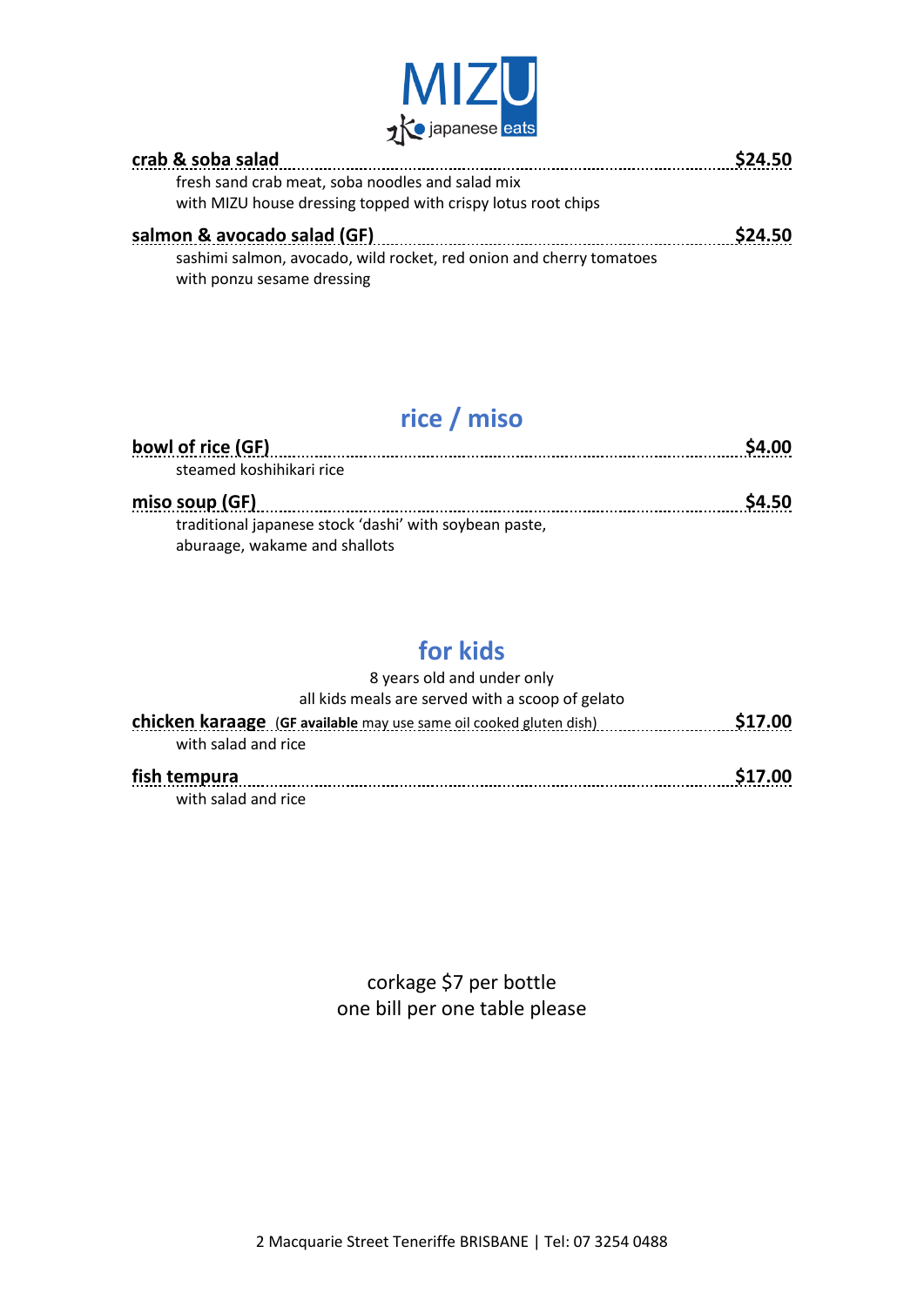# MIZU

水 japanese eats

**crab & soba salad** — **$24.50**

fresh sand crab meat, soba noodles and salad mix
with MIZU house dressing topped with crispy lotus root chips

**salmon & avocado salad (GF)** — **$24.50**

sashimi salmon, avocado, wild rocket, red onion and cherry tomatoes
with ponzu sesame dressing

## rice / miso

**bowl of rice (GF)** — **$4.00**

steamed koshihikari rice

**miso soup (GF)** — **$4.50**

traditional japanese stock 'dashi' with soybean paste,
aburaage, wakame and shallots

## for kids

8 years old and under only
all kids meals are served with a scoop of gelato

**chicken karaage** (**GF available** may use same oil cooked gluten dish) — **$17.00**

with salad and rice

**fish tempura** — **$17.00**

with salad and rice

corkage $7 per bottle
one bill per one table please

2 Macquarie Street Teneriffe BRISBANE | Tel: 07 3254 0488